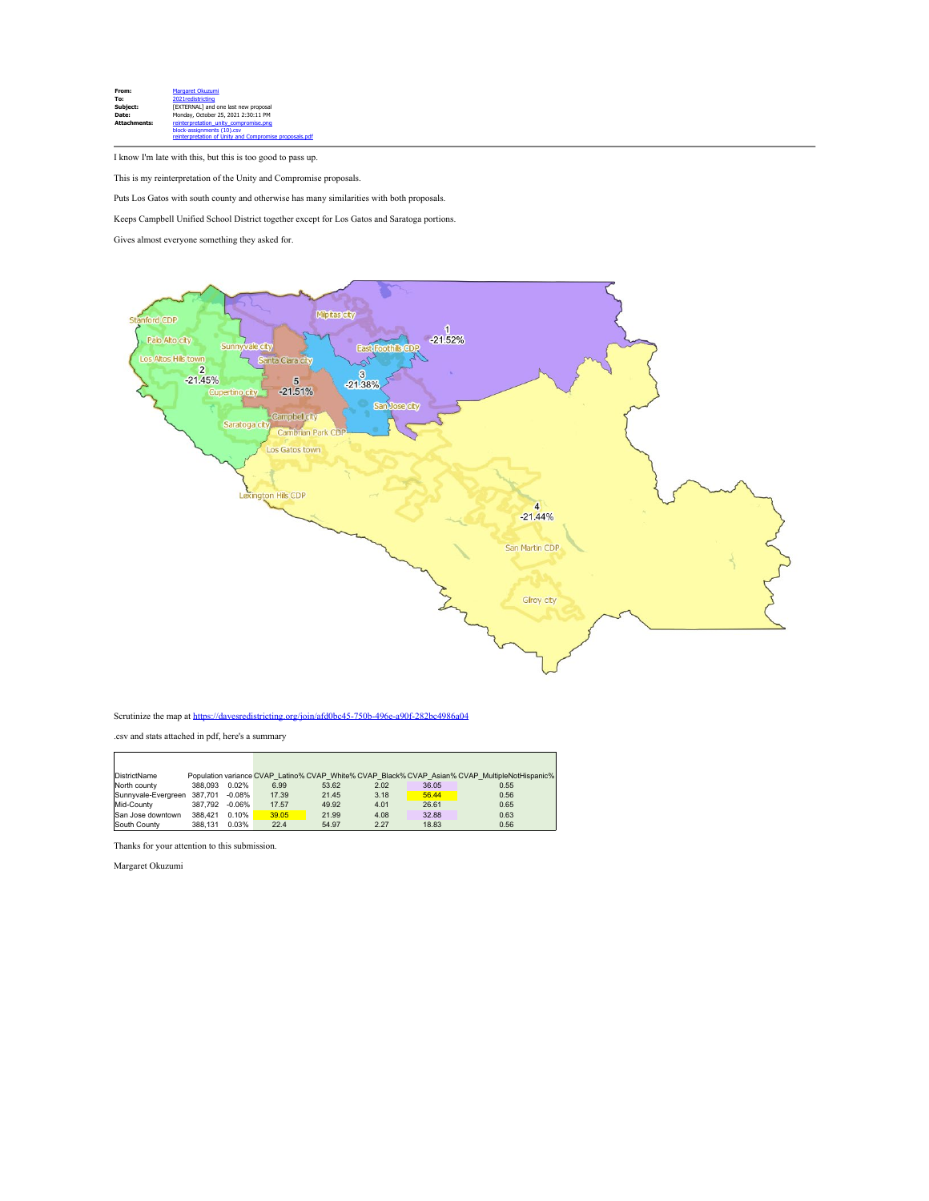| | |
|---|---|
| **From:** | Margaret Okuzumi |
| **To:** | 2021redistricting |
| **Subject:** | [EXTERNAL] and one last new proposal |
| **Date:** | Monday, October 25, 2021 2:30:11 PM |
| **Attachments:** | reinterpretation_unity_compromise.png<br>block-assignments (10).csv<br>reinterpretation of Unity and Compromise proposals.pdf |

I know I'm late with this, but this is too good to pass up.

This is my reinterpretation of the Unity and Compromise proposals.

Puts Los Gatos with south county and otherwise has many similarities with both proposals.

Keeps Campbell Unified School District together except for Los Gatos and Saratoga portions.

Gives almost everyone something they asked for.

Scrutinize the map at https://davesredistricting.org/join/afd0bc45-750b-496e-a90f-282bc4986a04

.csv and stats attached in pdf, here's a summary

| DistrictName | Population | variance | CVAP_Latino% | CVAP_White% | CVAP_Black% | CVAP_Asian% | CVAP_MultipleNotHispanic% |
|---|---|---|---|---|---|---|---|
| North county | 388,093 | 0.02% | 6.99 | 53.62 | 2.02 | 36.05 | 0.55 |
| Sunnyvale-Evergreen | 387,701 | -0.08% | 17.39 | 21.45 | 3.18 | 56.44 | 0.56 |
| Mid-County | 387,792 | -0.06% | 17.57 | 49.92 | 4.01 | 26.61 | 0.65 |
| San Jose downtown | 388,421 | 0.10% | 39.05 | 21.99 | 4.08 | 32.88 | 0.63 |
| South County | 388,131 | 0.03% | 22.4 | 54.97 | 2.27 | 18.83 | 0.56 |

Thanks for your attention to this submission.

Margaret Okuzumi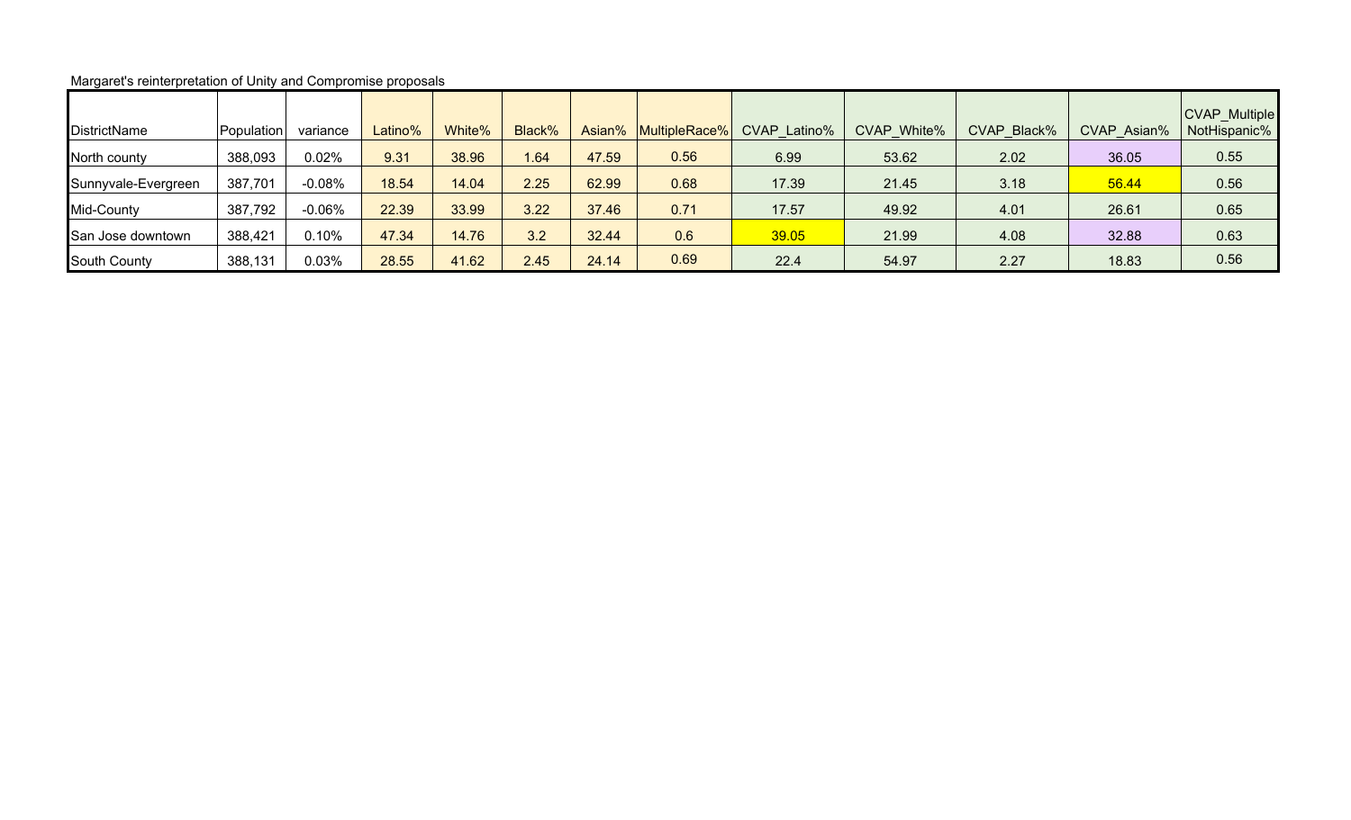Margaret's reinterpretation of Unity and Compromise proposals

| DistrictName | Population | variance | Latino% | White% | Black% | Asian% | MultipleRace% | CVAP_Latino% | CVAP_White% | CVAP_Black% | CVAP_Asian% | CVAP_Multiple NotHispanic% |
|---|---|---|---|---|---|---|---|---|---|---|---|---|
| North county | 388,093 | 0.02% | 9.31 | 38.96 | 1.64 | 47.59 | 0.56 | 6.99 | 53.62 | 2.02 | 36.05 | 0.55 |
| Sunnyvale-Evergreen | 387,701 | -0.08% | 18.54 | 14.04 | 2.25 | 62.99 | 0.68 | 17.39 | 21.45 | 3.18 | 56.44 | 0.56 |
| Mid-County | 387,792 | -0.06% | 22.39 | 33.99 | 3.22 | 37.46 | 0.71 | 17.57 | 49.92 | 4.01 | 26.61 | 0.65 |
| San Jose downtown | 388,421 | 0.10% | 47.34 | 14.76 | 3.2 | 32.44 | 0.6 | 39.05 | 21.99 | 4.08 | 32.88 | 0.63 |
| South County | 388,131 | 0.03% | 28.55 | 41.62 | 2.45 | 24.14 | 0.69 | 22.4 | 54.97 | 2.27 | 18.83 | 0.56 |